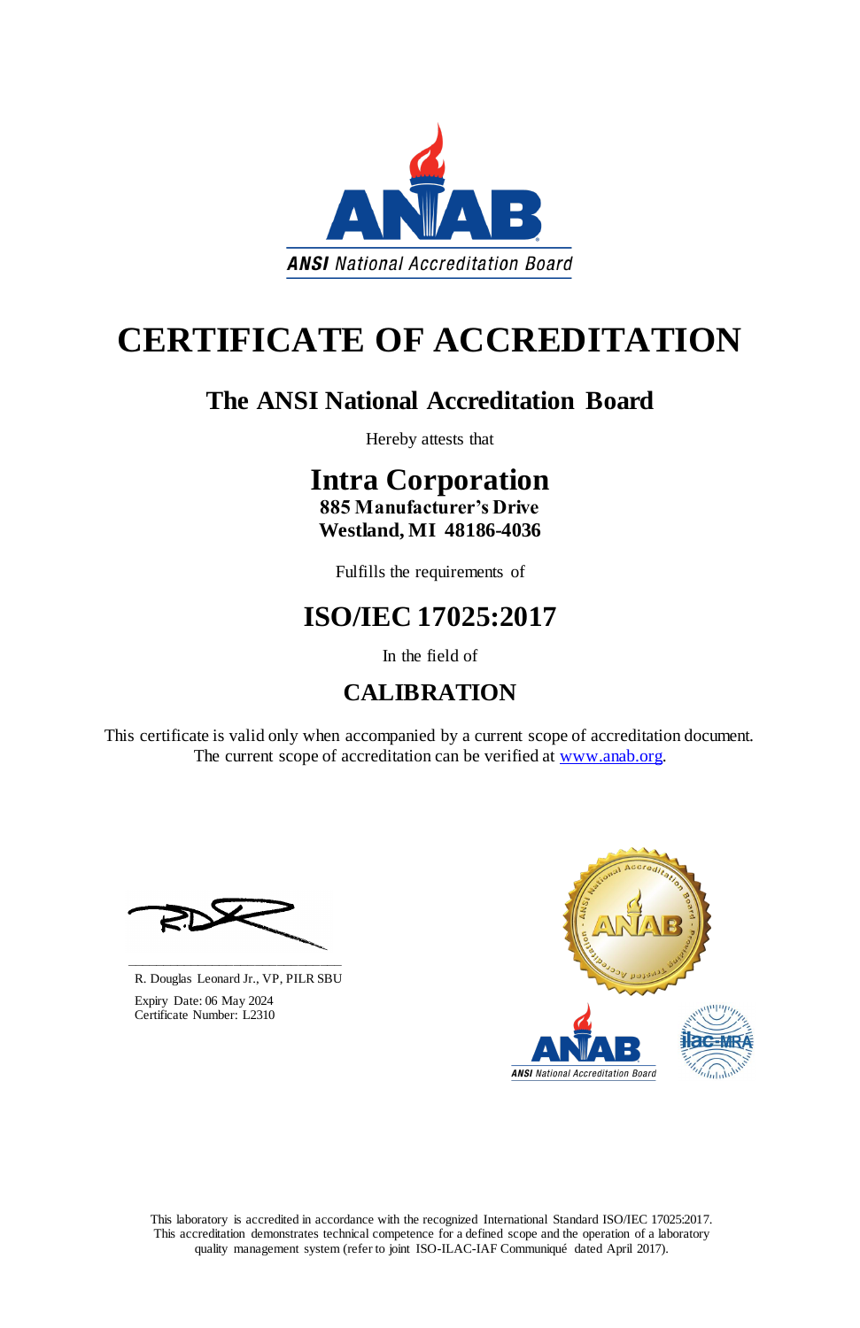ANAB

ANSI National Accreditation Board

# CERTIFICATE OF ACCREDITATION

## The ANSI National Accreditation Board

Hereby attests that

## Intra Corporation

**885 Manufacturer's Drive**
**Westland, MI 48186-4036**

Fulfills the requirements of

## ISO/IEC 17025:2017

In the field of

## CALIBRATION

This certificate is valid only when accompanied by a current scope of accreditation document.
The current scope of accreditation can be verified at [www.anab.org](http://www.anab.org).

R. Douglas Leonard Jr., VP, PILR SBU

Expiry Date: 06 May 2024
Certificate Number: L2310

This laboratory is accredited in accordance with the recognized International Standard ISO/IEC 17025:2017. This accreditation demonstrates technical competence for a defined scope and the operation of a laboratory quality management system (refer to joint ISO-ILAC-IAF Communiqué dated April 2017).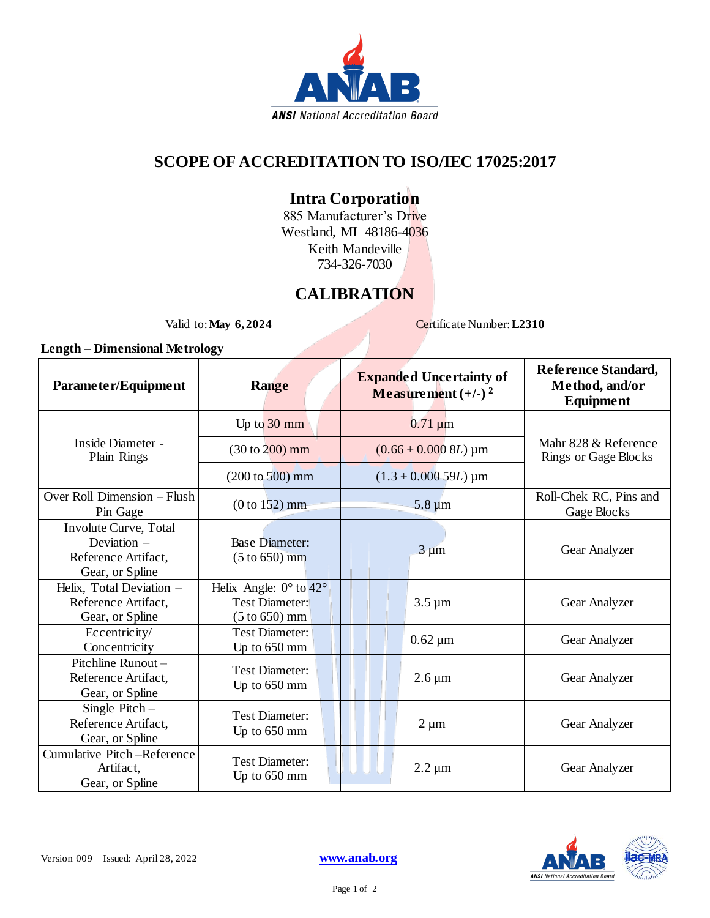# SCOPE OF ACCREDITATION TO ISO/IEC 17025:2017

## Intra Corporation

885 Manufacturer's Drive
Westland, MI 48186-4036
Keith Mandeville
734-326-7030

## CALIBRATION

Valid to: **May 6, 2024** Certificate Number: **L2310**

### Length – Dimensional Metrology

| Parameter/Equipment | Range | Expanded Uncertainty of Measurement (+/-) [2] | Reference Standard, Method, and/or Equipment |
|---|---|---|---|
| Inside Diameter - Plain Rings | Up to 30 mm | 0.71 µm | Mahr 828 & Reference Rings or Gage Blocks |
| | (30 to 200) mm | $(0.66 + 0.000\,8L)$ µm | |
| | (200 to 500) mm | $(1.3 + 0.000\,59L)$ µm | |
| Over Roll Dimension – Flush Pin Gage | (0 to 152) mm | 5.8 µm | Roll-Chek RC, Pins and Gage Blocks |
| Involute Curve, Total Deviation – Reference Artifact, Gear, or Spline | Base Diameter: (5 to 650) mm | 3 µm | Gear Analyzer |
| Helix, Total Deviation – Reference Artifact, Gear, or Spline | Helix Angle: 0° to 42° Test Diameter: (5 to 650) mm | 3.5 µm | Gear Analyzer |
| Eccentricity/ Concentricity | Test Diameter: Up to 650 mm | 0.62 µm | Gear Analyzer |
| Pitchline Runout – Reference Artifact, Gear, or Spline | Test Diameter: Up to 650 mm | 2.6 µm | Gear Analyzer |
| Single Pitch – Reference Artifact, Gear, or Spline | Test Diameter: Up to 650 mm | 2 µm | Gear Analyzer |
| Cumulative Pitch –Reference Artifact, Gear, or Spline | Test Diameter: Up to 650 mm | 2.2 µm | Gear Analyzer |

Version 009 Issued: April 28, 2022

www.anab.org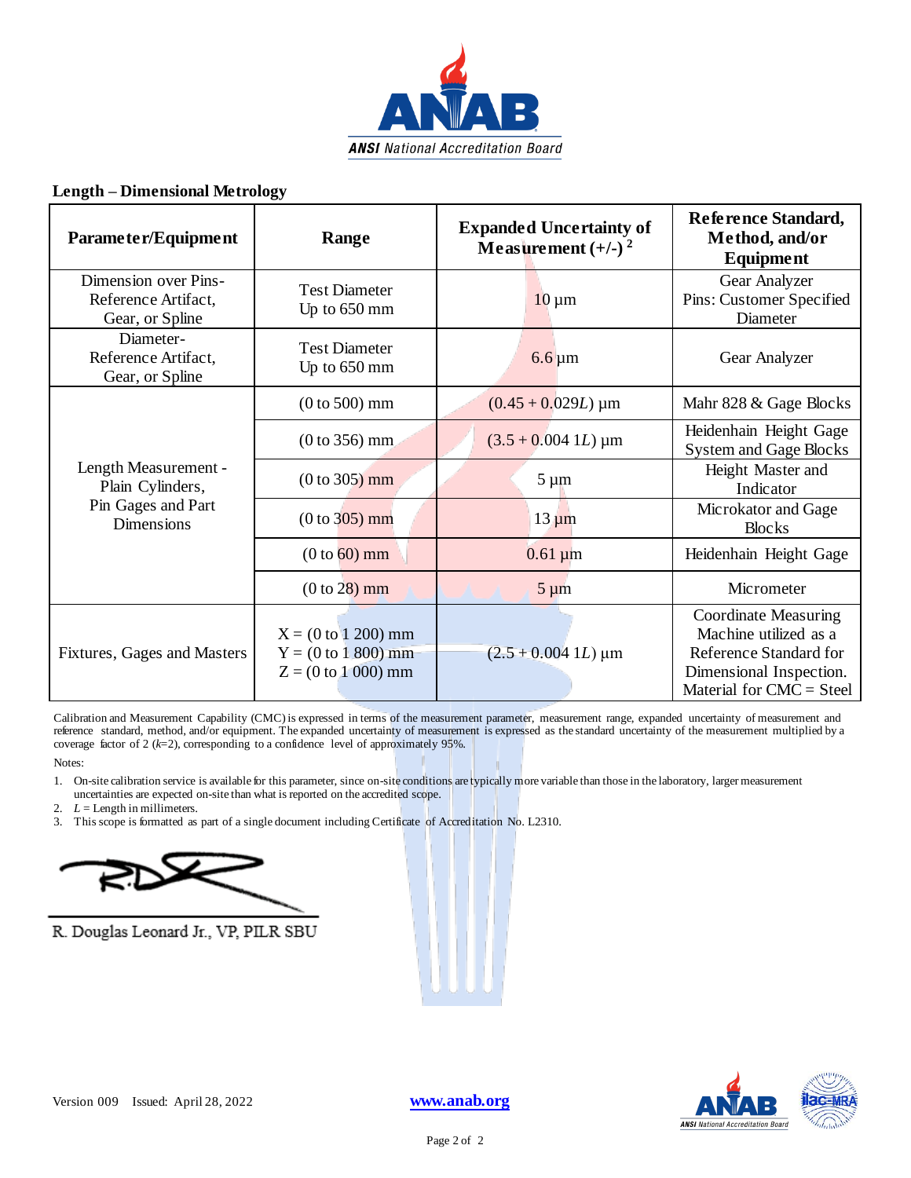## Length – Dimensional Metrology

| Parameter/Equipment | Range | Expanded Uncertainty of Measurement (+/-) [2] | Reference Standard, Method, and/or Equipment |
|---|---|---|---|
| Dimension over Pins-Reference Artifact, Gear, or Spline | Test Diameter Up to 650 mm | 10 µm | Gear Analyzer Pins: Customer Specified Diameter |
| Diameter-Reference Artifact, Gear, or Spline | Test Diameter Up to 650 mm | 6.6 µm | Gear Analyzer |
| Length Measurement - Plain Cylinders, Pin Gages and Part Dimensions | (0 to 500) mm | $(0.45 + 0.029L)$ µm | Mahr 828 & Gage Blocks |
| | (0 to 356) mm | $(3.5 + 0.004\,1L)$ µm | Heidenhain Height Gage System and Gage Blocks |
| | (0 to 305) mm | 5 µm | Height Master and Indicator |
| | (0 to 305) mm | 13 µm | Microkator and Gage Blocks |
| | (0 to 60) mm | 0.61 µm | Heidenhain Height Gage |
| | (0 to 28) mm | 5 µm | Micrometer |
| Fixtures, Gages and Masters | X = (0 to 1 200) mm Y = (0 to 1 800) mm Z = (0 to 1 000) mm | $(2.5 + 0.004\,1L)$ µm | Coordinate Measuring Machine utilized as a Reference Standard for Dimensional Inspection. Material for CMC = Steel |

Calibration and Measurement Capability (CMC) is expressed in terms of the measurement parameter, measurement range, expanded uncertainty of measurement and reference standard, method, and/or equipment. The expanded uncertainty of measurement is expressed as the standard uncertainty of the measurement multiplied by a coverage factor of 2 ($k$=2), corresponding to a confidence level of approximately 95%.

Notes:

1. On-site calibration service is available for this parameter, since on-site conditions are typically more variable than those in the laboratory, larger measurement uncertainties are expected on-site than what is reported on the accredited scope.
2. $L$ = Length in millimeters.
3. This scope is formatted as part of a single document including Certificate of Accreditation No. L2310.

R. Douglas Leonard Jr., VP, PILR SBU

Version 009 Issued: April 28, 2022

www.anab.org